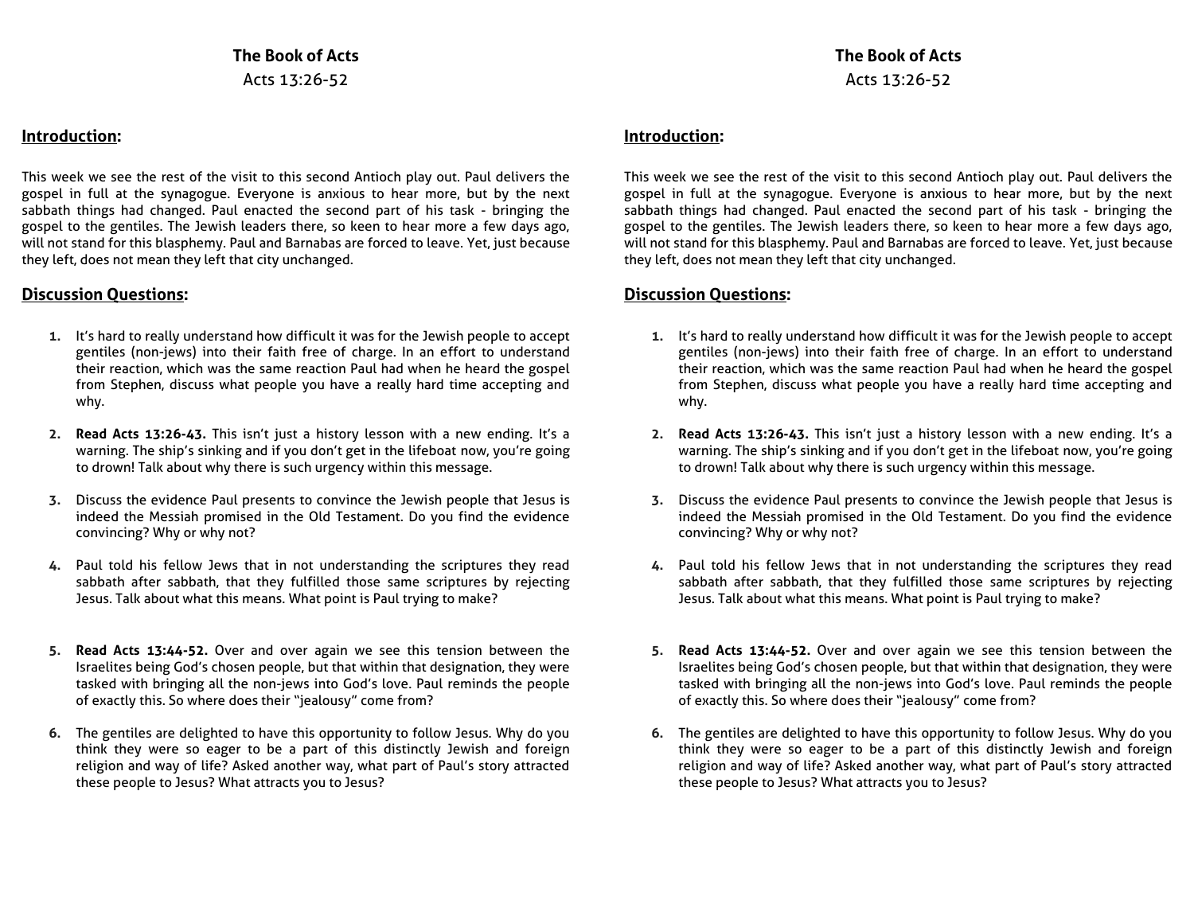**The Book of Acts**

Acts 13:26-52

## Introduction:

This week we see the rest of the visit to this second Antioch play out. Paul delivers the gospel in full at the synagogue. Everyone is anxious to hear more, but by the next sabbath things had changed. Paul enacted the second part of his task - bringing the gospel to the gentiles. The Jewish leaders there, so keen to hear more a few days ago, will not stand for this blasphemy. Paul and Barnabas are forced to leave. Yet, just because they left, does not mean they left that city unchanged.

## Discussion Questions:

1. It's hard to really understand how difficult it was for the Jewish people to accept gentiles (non-jews) into their faith free of charge. In an effort to understand their reaction, which was the same reaction Paul had when he heard the gospel from Stephen, discuss what people you have a really hard time accepting and why.

2. **Read Acts 13:26-43.** This isn't just a history lesson with a new ending. It's a warning. The ship's sinking and if you don't get in the lifeboat now, you're going to drown! Talk about why there is such urgency within this message.

3. Discuss the evidence Paul presents to convince the Jewish people that Jesus is indeed the Messiah promised in the Old Testament. Do you find the evidence convincing? Why or why not?

4. Paul told his fellow Jews that in not understanding the scriptures they read sabbath after sabbath, that they fulfilled those same scriptures by rejecting Jesus. Talk about what this means. What point is Paul trying to make?

5. **Read Acts 13:44-52.** Over and over again we see this tension between the Israelites being God's chosen people, but that within that designation, they were tasked with bringing all the non-jews into God's love. Paul reminds the people of exactly this. So where does their "jealousy" come from?

6. The gentiles are delighted to have this opportunity to follow Jesus. Why do you think they were so eager to be a part of this distinctly Jewish and foreign religion and way of life? Asked another way, what part of Paul's story attracted these people to Jesus? What attracts you to Jesus?

**The Book of Acts**

Acts 13:26-52

## Introduction:

This week we see the rest of the visit to this second Antioch play out. Paul delivers the gospel in full at the synagogue. Everyone is anxious to hear more, but by the next sabbath things had changed. Paul enacted the second part of his task - bringing the gospel to the gentiles. The Jewish leaders there, so keen to hear more a few days ago, will not stand for this blasphemy. Paul and Barnabas are forced to leave. Yet, just because they left, does not mean they left that city unchanged.

## Discussion Questions:

1. It's hard to really understand how difficult it was for the Jewish people to accept gentiles (non-jews) into their faith free of charge. In an effort to understand their reaction, which was the same reaction Paul had when he heard the gospel from Stephen, discuss what people you have a really hard time accepting and why.

2. **Read Acts 13:26-43.** This isn't just a history lesson with a new ending. It's a warning. The ship's sinking and if you don't get in the lifeboat now, you're going to drown! Talk about why there is such urgency within this message.

3. Discuss the evidence Paul presents to convince the Jewish people that Jesus is indeed the Messiah promised in the Old Testament. Do you find the evidence convincing? Why or why not?

4. Paul told his fellow Jews that in not understanding the scriptures they read sabbath after sabbath, that they fulfilled those same scriptures by rejecting Jesus. Talk about what this means. What point is Paul trying to make?

5. **Read Acts 13:44-52.** Over and over again we see this tension between the Israelites being God's chosen people, but that within that designation, they were tasked with bringing all the non-jews into God's love. Paul reminds the people of exactly this. So where does their "jealousy" come from?

6. The gentiles are delighted to have this opportunity to follow Jesus. Why do you think they were so eager to be a part of this distinctly Jewish and foreign religion and way of life? Asked another way, what part of Paul's story attracted these people to Jesus? What attracts you to Jesus?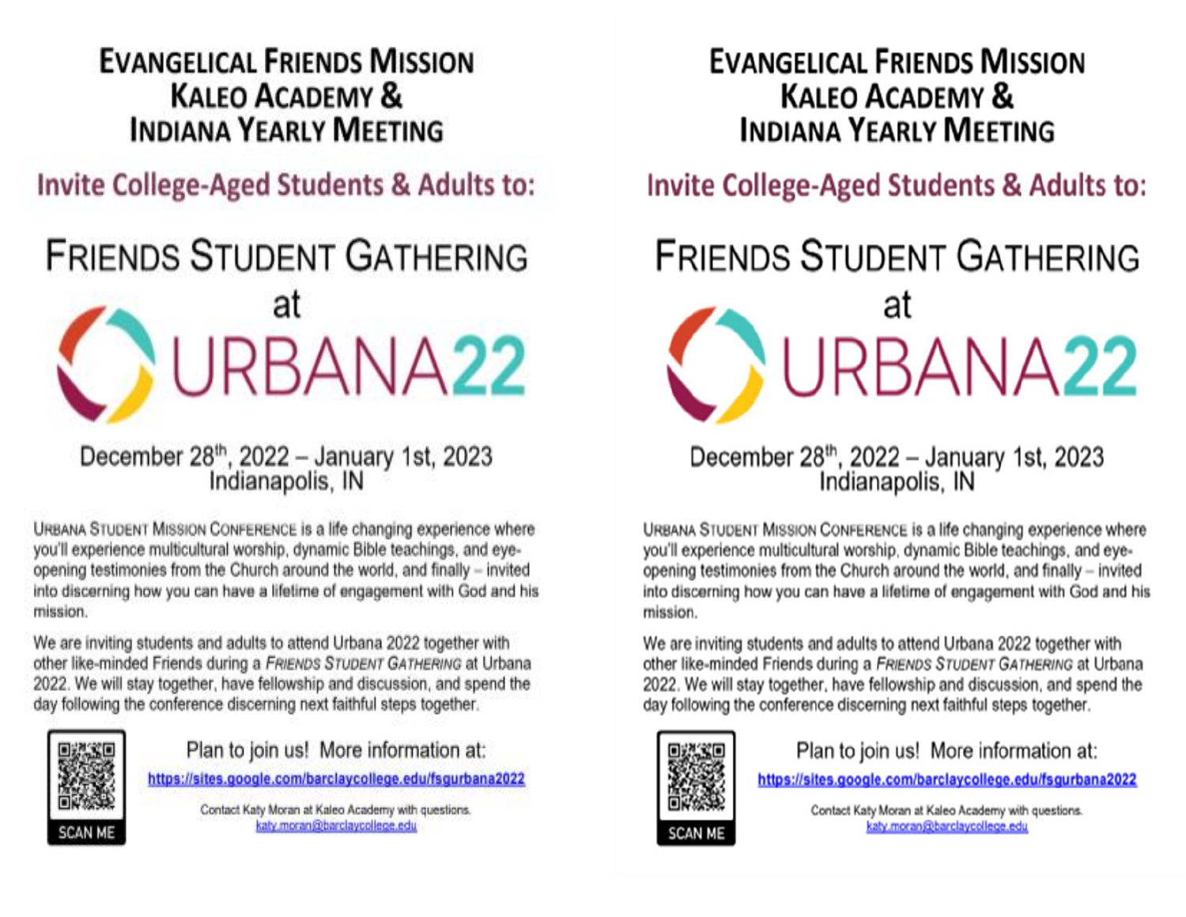# Evangelical Friends Mission Kaleo Academy & Indiana Yearly Meeting

## Invite College-Aged Students & Adults to:

# Friends Student Gathering at URBANA22

December 28th, 2022 – January 1st, 2023
Indianapolis, IN

Urbana Student Mission Conference is a life changing experience where you'll experience multicultural worship, dynamic Bible teachings, and eye-opening testimonies from the Church around the world, and finally – invited into discerning how you can have a lifetime of engagement with God and his mission.

We are inviting students and adults to attend Urbana 2022 together with other like-minded Friends during a *Friends Student Gathering* at Urbana 2022. We will stay together, have fellowship and discussion, and spend the day following the conference discerning next faithful steps together.

SCAN ME

Plan to join us! More information at:

https://sites.google.com/barclaycollege.edu/fsgurbana2022

Contact Katy Moran at Kaleo Academy with questions.
katy.moran@barclaycollege.edu

# Evangelical Friends Mission Kaleo Academy & Indiana Yearly Meeting

## Invite College-Aged Students & Adults to:

# Friends Student Gathering at URBANA22

December 28th, 2022 – January 1st, 2023
Indianapolis, IN

Urbana Student Mission Conference is a life changing experience where you'll experience multicultural worship, dynamic Bible teachings, and eye-opening testimonies from the Church around the world, and finally – invited into discerning how you can have a lifetime of engagement with God and his mission.

We are inviting students and adults to attend Urbana 2022 together with other like-minded Friends during a *Friends Student Gathering* at Urbana 2022. We will stay together, have fellowship and discussion, and spend the day following the conference discerning next faithful steps together.

SCAN ME

Plan to join us! More information at:

https://sites.google.com/barclaycollege.edu/fsgurbana2022

Contact Katy Moran at Kaleo Academy with questions.
katy.moran@barclaycollege.edu